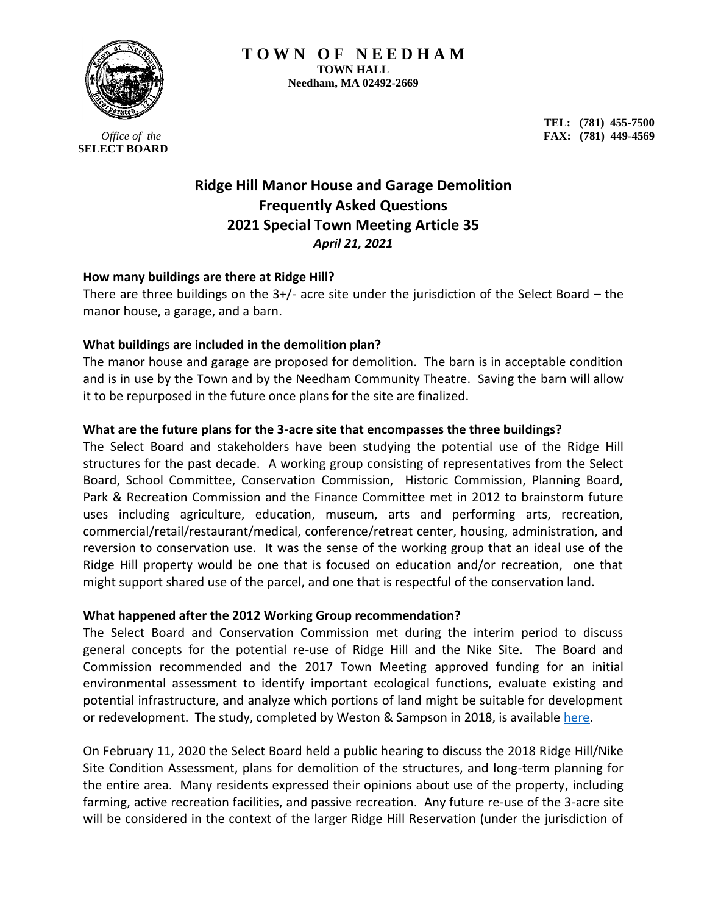**TOWN OF NEEDHAM**
**TOWN HALL**
**Needham, MA 02492-2669**

*Office of the*
**SELECT BOARD**

**TEL: (781) 455-7500**
**FAX: (781) 449-4569**

# Ridge Hill Manor House and Garage Demolition Frequently Asked Questions 2021 Special Town Meeting Article 35

***April 21, 2021***

**How many buildings are there at Ridge Hill?**

There are three buildings on the 3+/- acre site under the jurisdiction of the Select Board – the manor house, a garage, and a barn.

**What buildings are included in the demolition plan?**

The manor house and garage are proposed for demolition. The barn is in acceptable condition and is in use by the Town and by the Needham Community Theatre. Saving the barn will allow it to be repurposed in the future once plans for the site are finalized.

**What are the future plans for the 3-acre site that encompasses the three buildings?**

The Select Board and stakeholders have been studying the potential use of the Ridge Hill structures for the past decade. A working group consisting of representatives from the Select Board, School Committee, Conservation Commission, Historic Commission, Planning Board, Park & Recreation Commission and the Finance Committee met in 2012 to brainstorm future uses including agriculture, education, museum, arts and performing arts, recreation, commercial/retail/restaurant/medical, conference/retreat center, housing, administration, and reversion to conservation use. It was the sense of the working group that an ideal use of the Ridge Hill property would be one that is focused on education and/or recreation, one that might support shared use of the parcel, and one that is respectful of the conservation land.

**What happened after the 2012 Working Group recommendation?**

The Select Board and Conservation Commission met during the interim period to discuss general concepts for the potential re-use of Ridge Hill and the Nike Site. The Board and Commission recommended and the 2017 Town Meeting approved funding for an initial environmental assessment to identify important ecological functions, evaluate existing and potential infrastructure, and analyze which portions of land might be suitable for development or redevelopment. The study, completed by Weston & Sampson in 2018, is available here.

On February 11, 2020 the Select Board held a public hearing to discuss the 2018 Ridge Hill/Nike Site Condition Assessment, plans for demolition of the structures, and long-term planning for the entire area. Many residents expressed their opinions about use of the property, including farming, active recreation facilities, and passive recreation. Any future re-use of the 3-acre site will be considered in the context of the larger Ridge Hill Reservation (under the jurisdiction of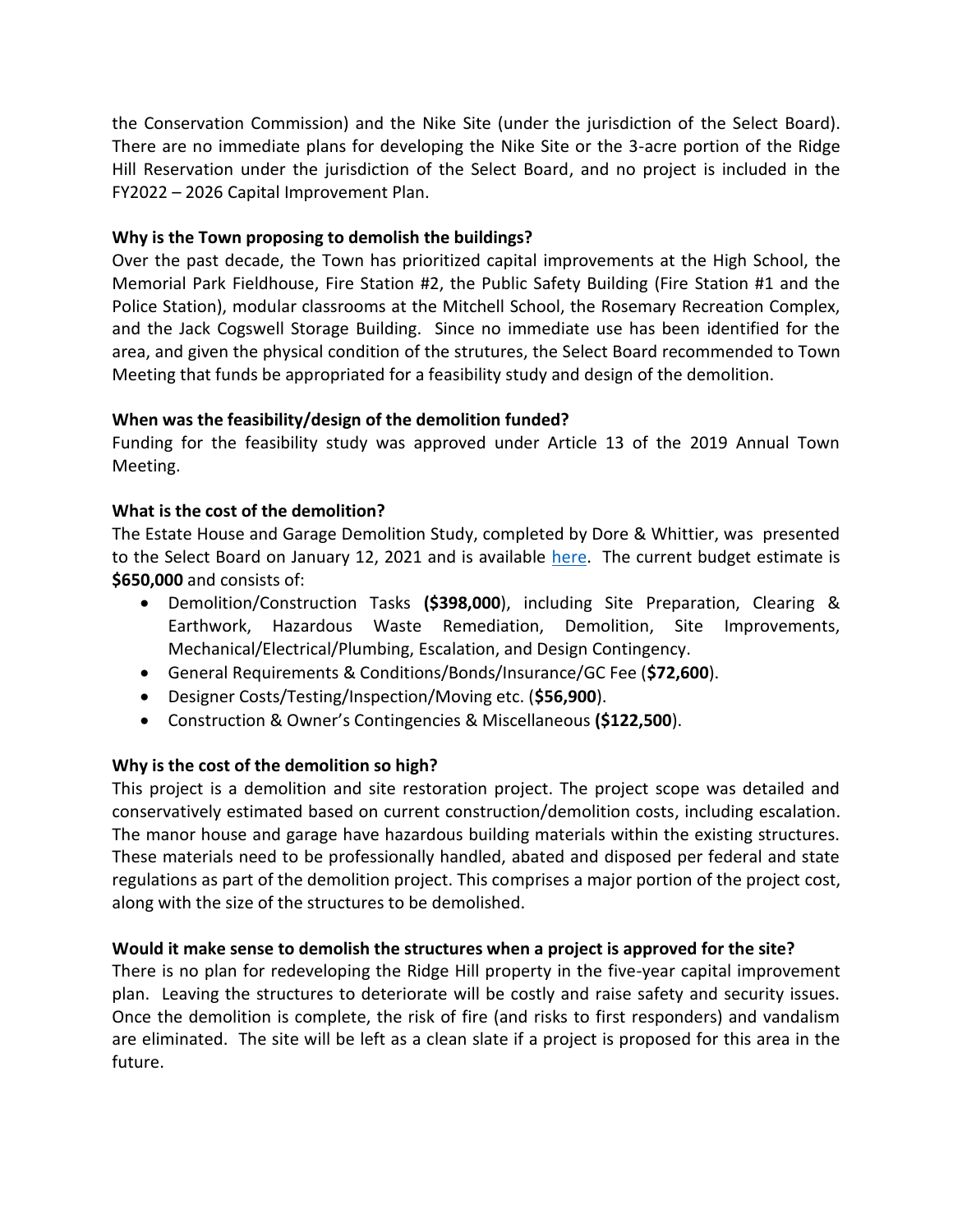the Conservation Commission) and the Nike Site (under the jurisdiction of the Select Board). There are no immediate plans for developing the Nike Site or the 3-acre portion of the Ridge Hill Reservation under the jurisdiction of the Select Board, and no project is included in the FY2022 – 2026 Capital Improvement Plan.

**Why is the Town proposing to demolish the buildings?**

Over the past decade, the Town has prioritized capital improvements at the High School, the Memorial Park Fieldhouse, Fire Station #2, the Public Safety Building (Fire Station #1 and the Police Station), modular classrooms at the Mitchell School, the Rosemary Recreation Complex, and the Jack Cogswell Storage Building. Since no immediate use has been identified for the area, and given the physical condition of the strutures, the Select Board recommended to Town Meeting that funds be appropriated for a feasibility study and design of the demolition.

**When was the feasibility/design of the demolition funded?**

Funding for the feasibility study was approved under Article 13 of the 2019 Annual Town Meeting.

**What is the cost of the demolition?**

The Estate House and Garage Demolition Study, completed by Dore & Whittier, was presented to the Select Board on January 12, 2021 and is available here. The current budget estimate is **$650,000** and consists of:

- Demolition/Construction Tasks **($398,000**), including Site Preparation, Clearing & Earthwork, Hazardous Waste Remediation, Demolition, Site Improvements, Mechanical/Electrical/Plumbing, Escalation, and Design Contingency.
- General Requirements & Conditions/Bonds/Insurance/GC Fee (**$72,600**).
- Designer Costs/Testing/Inspection/Moving etc. (**$56,900**).
- Construction & Owner's Contingencies & Miscellaneous **($122,500**).

**Why is the cost of the demolition so high?**

This project is a demolition and site restoration project. The project scope was detailed and conservatively estimated based on current construction/demolition costs, including escalation. The manor house and garage have hazardous building materials within the existing structures. These materials need to be professionally handled, abated and disposed per federal and state regulations as part of the demolition project. This comprises a major portion of the project cost, along with the size of the structures to be demolished.

**Would it make sense to demolish the structures when a project is approved for the site?**

There is no plan for redeveloping the Ridge Hill property in the five-year capital improvement plan. Leaving the structures to deteriorate will be costly and raise safety and security issues. Once the demolition is complete, the risk of fire (and risks to first responders) and vandalism are eliminated. The site will be left as a clean slate if a project is proposed for this area in the future.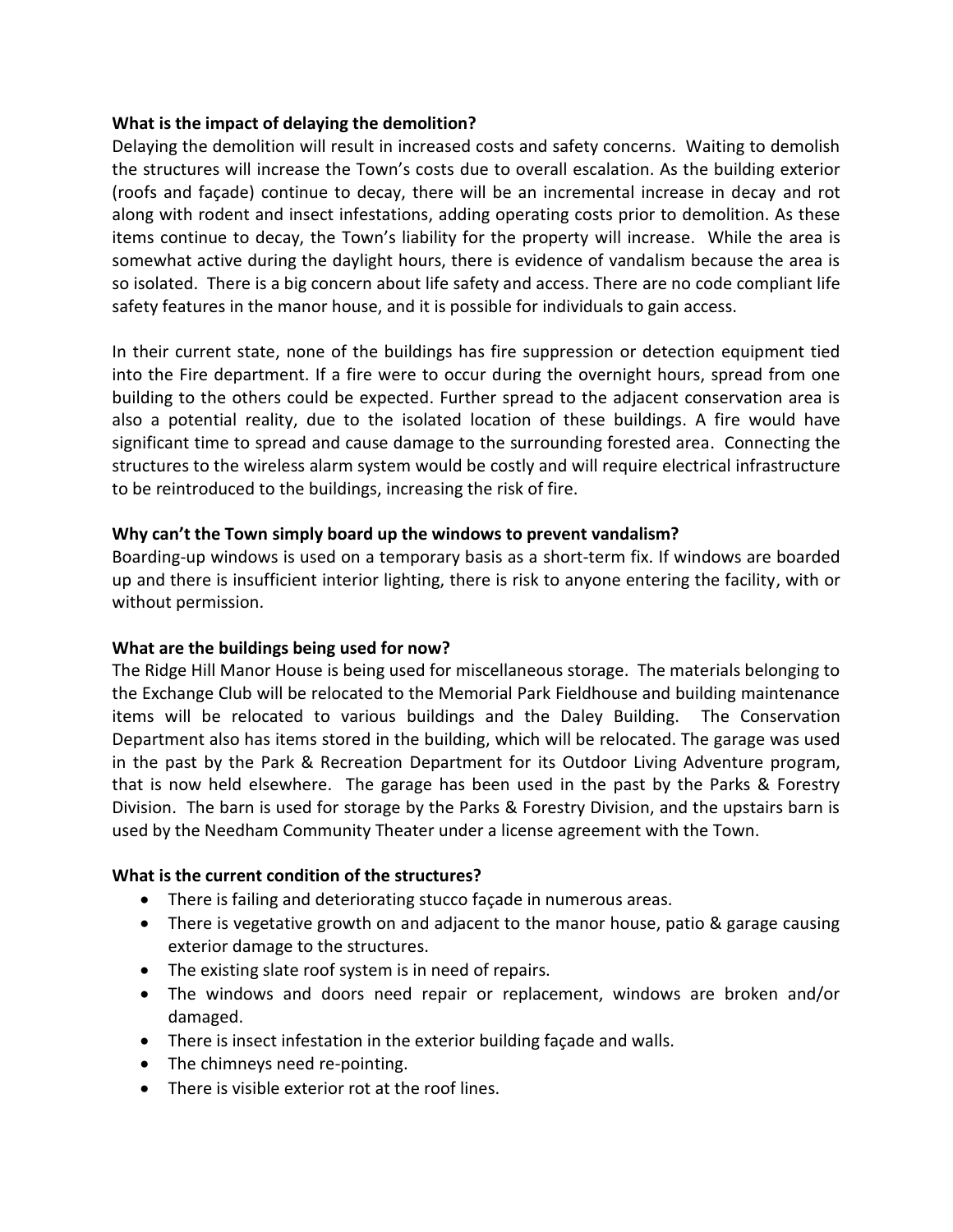**What is the impact of delaying the demolition?**

Delaying the demolition will result in increased costs and safety concerns. Waiting to demolish the structures will increase the Town's costs due to overall escalation. As the building exterior (roofs and façade) continue to decay, there will be an incremental increase in decay and rot along with rodent and insect infestations, adding operating costs prior to demolition. As these items continue to decay, the Town's liability for the property will increase. While the area is somewhat active during the daylight hours, there is evidence of vandalism because the area is so isolated. There is a big concern about life safety and access. There are no code compliant life safety features in the manor house, and it is possible for individuals to gain access.

In their current state, none of the buildings has fire suppression or detection equipment tied into the Fire department. If a fire were to occur during the overnight hours, spread from one building to the others could be expected. Further spread to the adjacent conservation area is also a potential reality, due to the isolated location of these buildings. A fire would have significant time to spread and cause damage to the surrounding forested area. Connecting the structures to the wireless alarm system would be costly and will require electrical infrastructure to be reintroduced to the buildings, increasing the risk of fire.

**Why can't the Town simply board up the windows to prevent vandalism?**

Boarding-up windows is used on a temporary basis as a short-term fix. If windows are boarded up and there is insufficient interior lighting, there is risk to anyone entering the facility, with or without permission.

**What are the buildings being used for now?**

The Ridge Hill Manor House is being used for miscellaneous storage. The materials belonging to the Exchange Club will be relocated to the Memorial Park Fieldhouse and building maintenance items will be relocated to various buildings and the Daley Building. The Conservation Department also has items stored in the building, which will be relocated. The garage was used in the past by the Park & Recreation Department for its Outdoor Living Adventure program, that is now held elsewhere. The garage has been used in the past by the Parks & Forestry Division. The barn is used for storage by the Parks & Forestry Division, and the upstairs barn is used by the Needham Community Theater under a license agreement with the Town.

**What is the current condition of the structures?**

- There is failing and deteriorating stucco façade in numerous areas.
- There is vegetative growth on and adjacent to the manor house, patio & garage causing exterior damage to the structures.
- The existing slate roof system is in need of repairs.
- The windows and doors need repair or replacement, windows are broken and/or damaged.
- There is insect infestation in the exterior building façade and walls.
- The chimneys need re-pointing.
- There is visible exterior rot at the roof lines.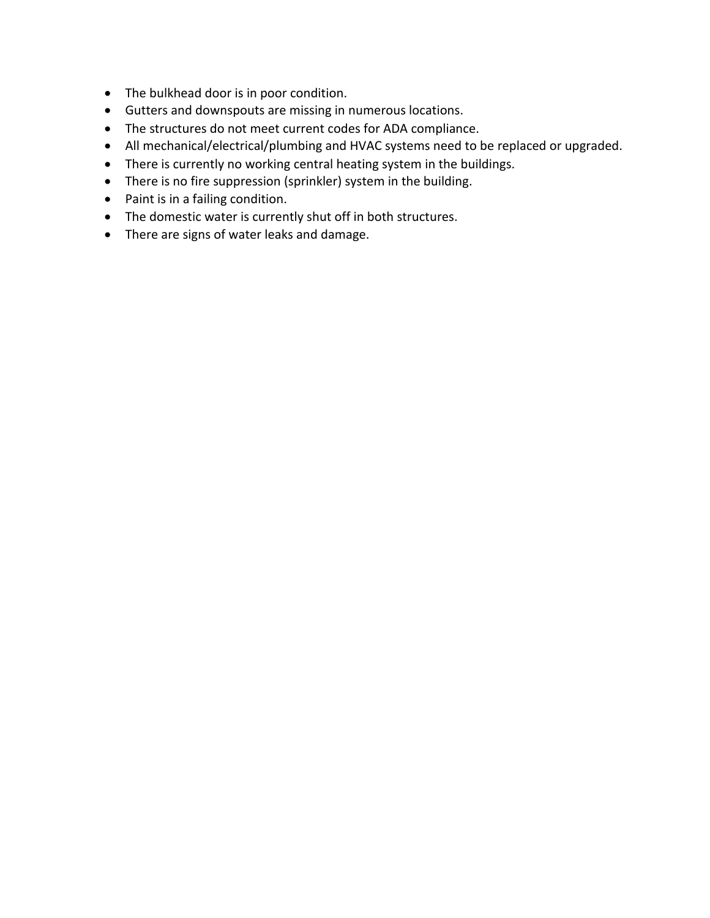- The bulkhead door is in poor condition.
- Gutters and downspouts are missing in numerous locations.
- The structures do not meet current codes for ADA compliance.
- All mechanical/electrical/plumbing and HVAC systems need to be replaced or upgraded.
- There is currently no working central heating system in the buildings.
- There is no fire suppression (sprinkler) system in the building.
- Paint is in a failing condition.
- The domestic water is currently shut off in both structures.
- There are signs of water leaks and damage.